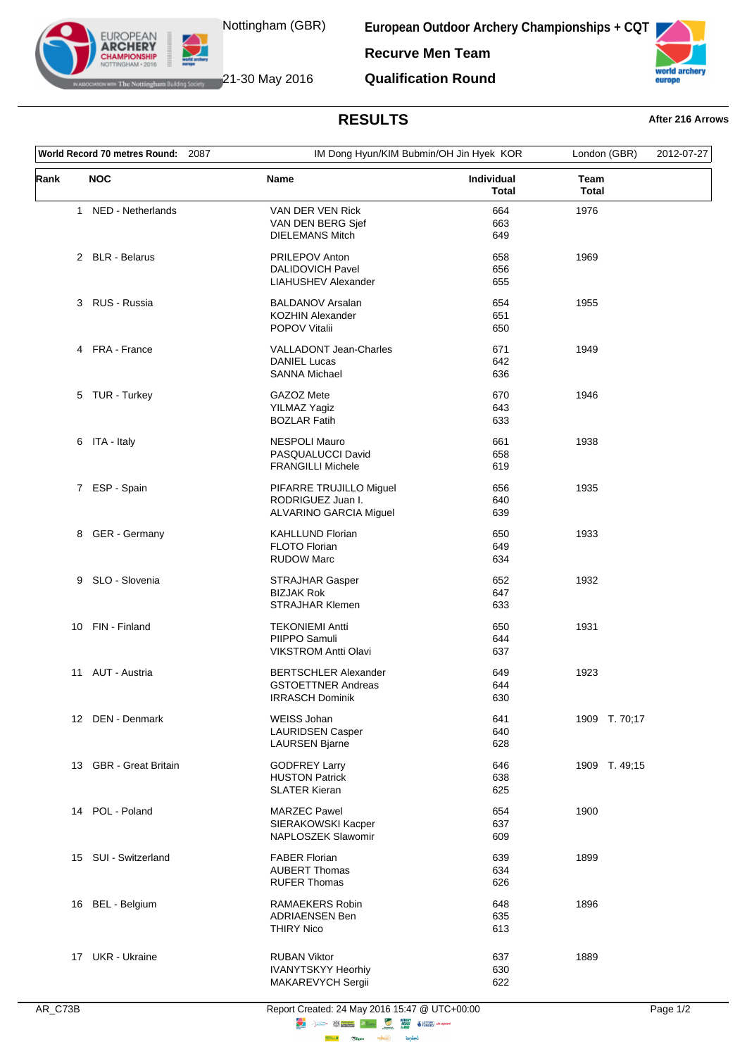Nottingham (GBR)

21-30 May 2016

# European Outdoor Archery Championships + CQT

## Recurve Men Team

## Qualification Round

## RESULTS

**After 216 Arrows**

| **World Record 70 metres Round:** 2087 | IM Dong Hyun/KIM Bubmin/OH Jin Hyek KOR | London (GBR) | 2012-07-27 |
|---|---|---|---|

| Rank | NOC | Name | Individual Total | Team Total |
|---|---|---|---|---|
| 1 | NED - Netherlands | VAN DER VEN Rick | 664 | 1976 |
| | | VAN DEN BERG Sjef | 663 | |
| | | DIELEMANS Mitch | 649 | |
| 2 | BLR - Belarus | PRILEPOV Anton | 658 | 1969 |
| | | DALIDOVICH Pavel | 656 | |
| | | LIAHUSHEV Alexander | 655 | |
| 3 | RUS - Russia | BALDANOV Arsalan | 654 | 1955 |
| | | KOZHIN Alexander | 651 | |
| | | POPOV Vitalii | 650 | |
| 4 | FRA - France | VALLADONT Jean-Charles | 671 | 1949 |
| | | DANIEL Lucas | 642 | |
| | | SANNA Michael | 636 | |
| 5 | TUR - Turkey | GAZOZ Mete | 670 | 1946 |
| | | YILMAZ Yagiz | 643 | |
| | | BOZLAR Fatih | 633 | |
| 6 | ITA - Italy | NESPOLI Mauro | 661 | 1938 |
| | | PASQUALUCCI David | 658 | |
| | | FRANGILLI Michele | 619 | |
| 7 | ESP - Spain | PIFARRE TRUJILLO Miguel | 656 | 1935 |
| | | RODRIGUEZ Juan I. | 640 | |
| | | ALVARINO GARCIA Miguel | 639 | |
| 8 | GER - Germany | KAHLLUND Florian | 650 | 1933 |
| | | FLOTO Florian | 649 | |
| | | RUDOW Marc | 634 | |
| 9 | SLO - Slovenia | STRAJHAR Gasper | 652 | 1932 |
| | | BIZJAK Rok | 647 | |
| | | STRAJHAR Klemen | 633 | |
| 10 | FIN - Finland | TEKONIEMI Antti | 650 | 1931 |
| | | PIIPPO Samuli | 644 | |
| | | VIKSTROM Antti Olavi | 637 | |
| 11 | AUT - Austria | BERTSCHLER Alexander | 649 | 1923 |
| | | GSTOETTNER Andreas | 644 | |
| | | IRRASCH Dominik | 630 | |
| 12 | DEN - Denmark | WEISS Johan | 641 | 1909 T. 70;17 |
| | | LAURIDSEN Casper | 640 | |
| | | LAURSEN Bjarne | 628 | |
| 13 | GBR - Great Britain | GODFREY Larry | 646 | 1909 T. 49;15 |
| | | HUSTON Patrick | 638 | |
| | | SLATER Kieran | 625 | |
| 14 | POL - Poland | MARZEC Pawel | 654 | 1900 |
| | | SIERAKOWSKI Kacper | 637 | |
| | | NAPLOSZEK Slawomir | 609 | |
| 15 | SUI - Switzerland | FABER Florian | 639 | 1899 |
| | | AUBERT Thomas | 634 | |
| | | RUFER Thomas | 626 | |
| 16 | BEL - Belgium | RAMAEKERS Robin | 648 | 1896 |
| | | ADRIAENSEN Ben | 635 | |
| | | THIRY Nico | 613 | |
| 17 | UKR - Ukraine | RUBAN Viktor | 637 | 1889 |
| | | IVANYTSKYY Heorhiy | 630 | |
| | | MAKAREVYCH Sergii | 622 | |

AR_C73B

Report Created: 24 May 2016 15:47 @ UTC+00:00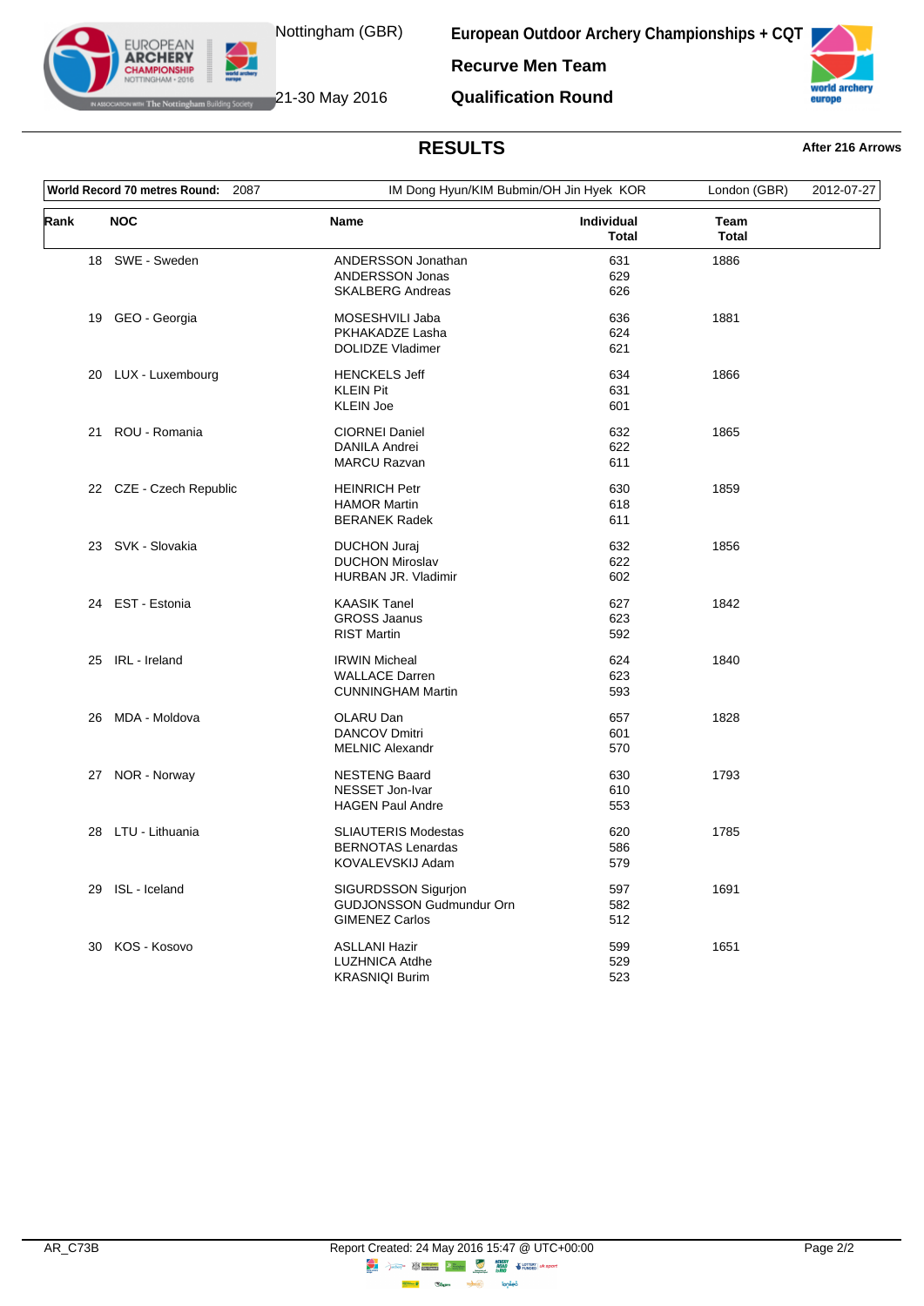Nottingham (GBR)

21-30 May 2016

**European Outdoor Archery Championships + CQT**

**Recurve Men Team**

**Qualification Round**

## RESULTS

**After 216 Arrows**

| **World Record 70 metres Round:** 2087 | IM Dong Hyun/KIM Bubmin/OH Jin Hyek KOR | London (GBR) | 2012-07-27 |
|---|---|---|---|

| Rank | NOC | Name | Individual Total | Team Total |
|---|---|---|---|---|
| 18 | SWE - Sweden | ANDERSSON Jonathan | 631 | 1886 |
| | | ANDERSSON Jonas | 629 | |
| | | SKALBERG Andreas | 626 | |
| 19 | GEO - Georgia | MOSESHVILI Jaba | 636 | 1881 |
| | | PKHAKADZE Lasha | 624 | |
| | | DOLIDZE Vladimer | 621 | |
| 20 | LUX - Luxembourg | HENCKELS Jeff | 634 | 1866 |
| | | KLEIN Pit | 631 | |
| | | KLEIN Joe | 601 | |
| 21 | ROU - Romania | CIORNEI Daniel | 632 | 1865 |
| | | DANILA Andrei | 622 | |
| | | MARCU Razvan | 611 | |
| 22 | CZE - Czech Republic | HEINRICH Petr | 630 | 1859 |
| | | HAMOR Martin | 618 | |
| | | BERANEK Radek | 611 | |
| 23 | SVK - Slovakia | DUCHON Juraj | 632 | 1856 |
| | | DUCHON Miroslav | 622 | |
| | | HURBAN JR. Vladimir | 602 | |
| 24 | EST - Estonia | KAASIK Tanel | 627 | 1842 |
| | | GROSS Jaanus | 623 | |
| | | RIST Martin | 592 | |
| 25 | IRL - Ireland | IRWIN Micheal | 624 | 1840 |
| | | WALLACE Darren | 623 | |
| | | CUNNINGHAM Martin | 593 | |
| 26 | MDA - Moldova | OLARU Dan | 657 | 1828 |
| | | DANCOV Dmitri | 601 | |
| | | MELNIC Alexandr | 570 | |
| 27 | NOR - Norway | NESTENG Baard | 630 | 1793 |
| | | NESSET Jon-Ivar | 610 | |
| | | HAGEN Paul Andre | 553 | |
| 28 | LTU - Lithuania | SLIAUTERIS Modestas | 620 | 1785 |
| | | BERNOTAS Lenardas | 586 | |
| | | KOVALEVSKIJ Adam | 579 | |
| 29 | ISL - Iceland | SIGURDSSON Sigurjon | 597 | 1691 |
| | | GUDJONSSON Gudmundur Orn | 582 | |
| | | GIMENEZ Carlos | 512 | |
| 30 | KOS - Kosovo | ASLLANI Hazir | 599 | 1651 |
| | | LUZHNICA Atdhe | 529 | |
| | | KRASNIQI Burim | 523 | |

AR_C73B

Report Created: 24 May 2016 15:47 @ UTC+00:00